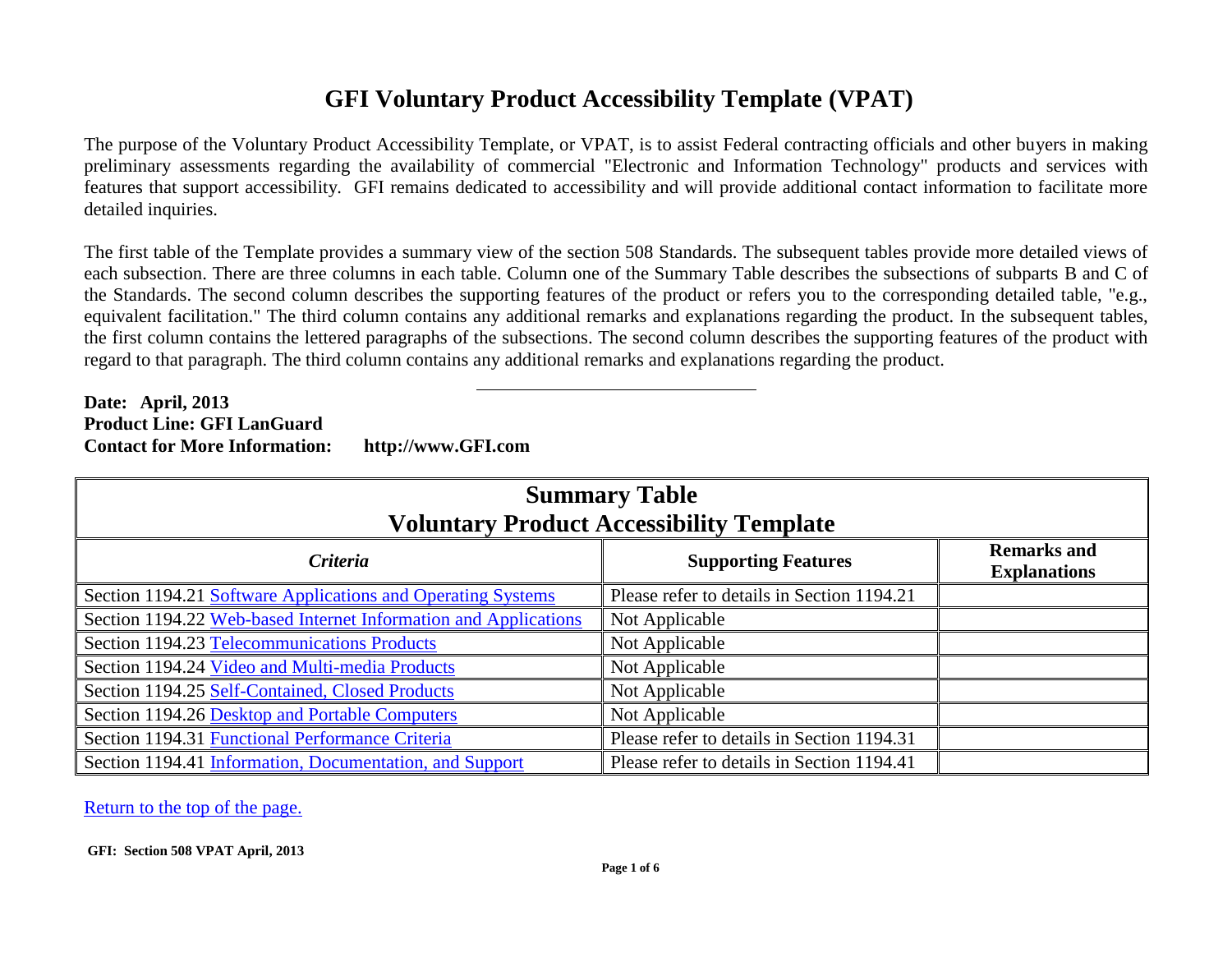# GFI Voluntary Product Accessibility Template (VPAT)

The purpose of the Voluntary Product Accessibility Template, or VPAT, is to assist Federal contracting officials and other buyers in making preliminary assessments regarding the availability of commercial "Electronic and Information Technology" products and services with features that support accessibility. GFI remains dedicated to accessibility and will provide additional contact information to facilitate more detailed inquiries.

The first table of the Template provides a summary view of the section 508 Standards. The subsequent tables provide more detailed views of each subsection. There are three columns in each table. Column one of the Summary Table describes the subsections of subparts B and C of the Standards. The second column describes the supporting features of the product or refers you to the corresponding detailed table, "e.g., equivalent facilitation." The third column contains any additional remarks and explanations regarding the product. In the subsequent tables, the first column contains the lettered paragraphs of the subsections. The second column describes the supporting features of the product with regard to that paragraph. The third column contains any additional remarks and explanations regarding the product.

---

**Date: April, 2013**
**Product Line: GFI LanGuard**
**Contact for More Information: http://www.GFI.com**

| Summary Table<br>Voluntary Product Accessibility Template | | |
|---|---|---|
| ***Criteria*** | **Supporting Features** | **Remarks and Explanations** |
| Section 1194.21 Software Applications and Operating Systems | Please refer to details in Section 1194.21 | |
| Section 1194.22 Web-based Internet Information and Applications | Not Applicable | |
| Section 1194.23 Telecommunications Products | Not Applicable | |
| Section 1194.24 Video and Multi-media Products | Not Applicable | |
| Section 1194.25 Self-Contained, Closed Products | Not Applicable | |
| Section 1194.26 Desktop and Portable Computers | Not Applicable | |
| Section 1194.31 Functional Performance Criteria | Please refer to details in Section 1194.31 | |
| Section 1194.41 Information, Documentation, and Support | Please refer to details in Section 1194.41 | |

Return to the top of the page.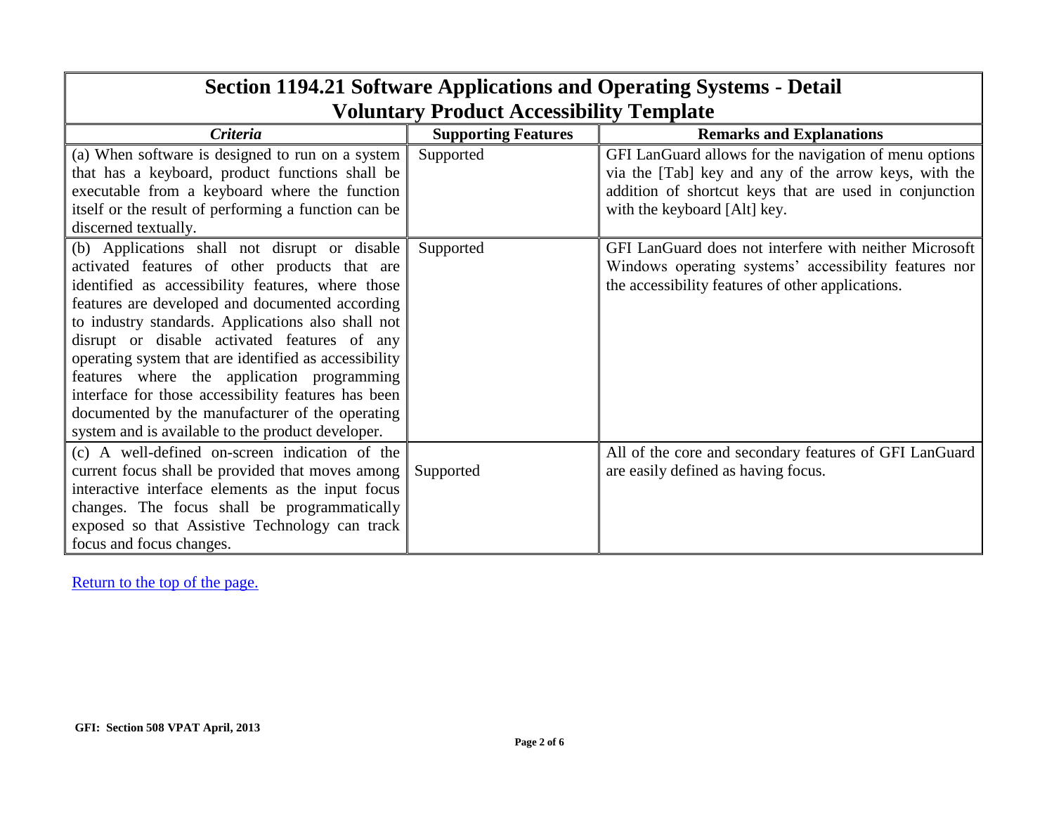| Section 1194.21 Software Applications and Operating Systems - Detail Voluntary Product Accessibility Template | | |
|---|---|---|
| ***Criteria*** | **Supporting Features** | **Remarks and Explanations** |
| (a) When software is designed to run on a system that has a keyboard, product functions shall be executable from a keyboard where the function itself or the result of performing a function can be discerned textually. | Supported | GFI LanGuard allows for the navigation of menu options via the [Tab] key and any of the arrow keys, with the addition of shortcut keys that are used in conjunction with the keyboard [Alt] key. |
| (b) Applications shall not disrupt or disable activated features of other products that are identified as accessibility features, where those features are developed and documented according to industry standards. Applications also shall not disrupt or disable activated features of any operating system that are identified as accessibility features where the application programming interface for those accessibility features has been documented by the manufacturer of the operating system and is available to the product developer. | Supported | GFI LanGuard does not interfere with neither Microsoft Windows operating systems' accessibility features nor the accessibility features of other applications. |
| (c) A well-defined on-screen indication of the current focus shall be provided that moves among interactive interface elements as the input focus changes. The focus shall be programmatically exposed so that Assistive Technology can track focus and focus changes. | Supported | All of the core and secondary features of GFI LanGuard are easily defined as having focus. |

Return to the top of the page.

**GFI: Section 508 VPAT April, 2013**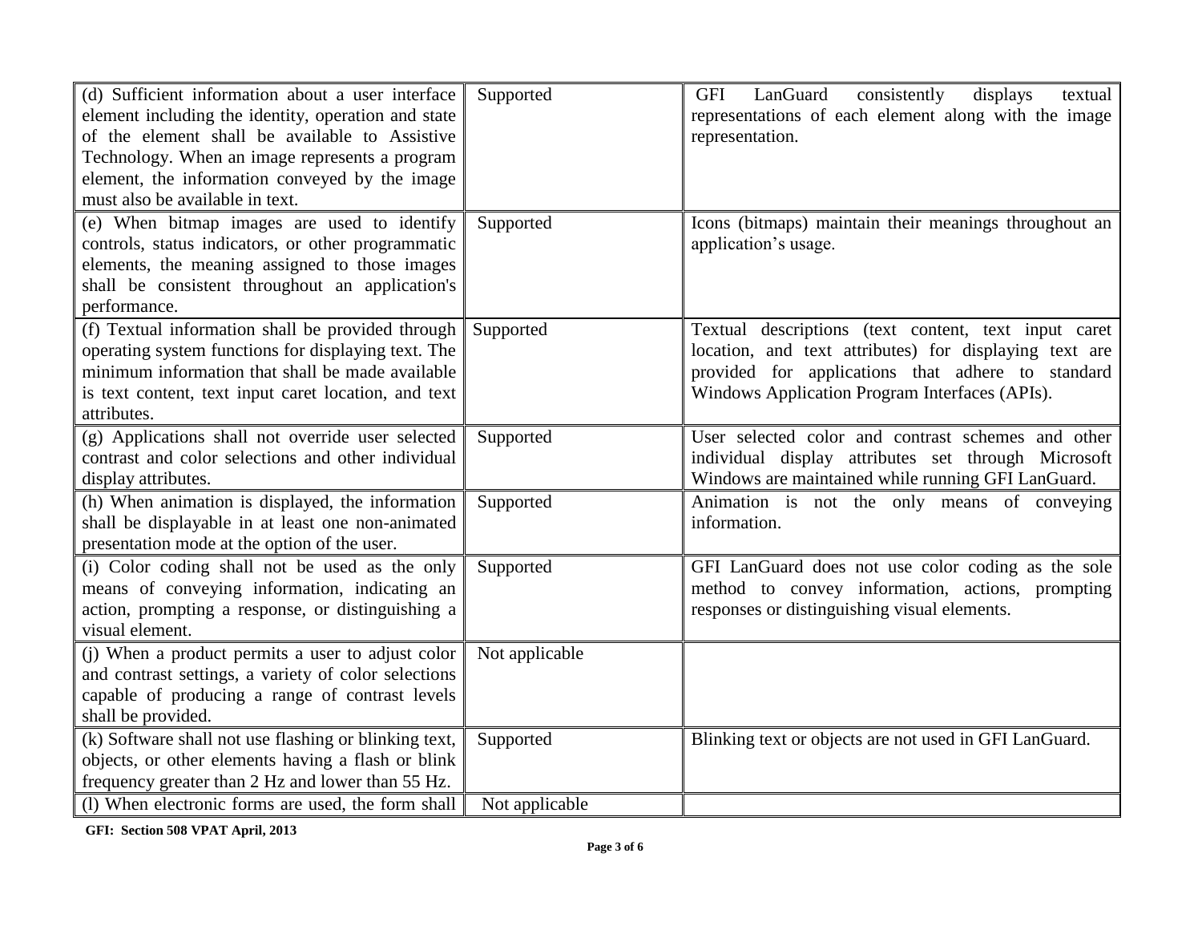| | | |
|---|---|---|
| (d) Sufficient information about a user interface element including the identity, operation and state of the element shall be available to Assistive Technology. When an image represents a program element, the information conveyed by the image must also be available in text. | Supported | GFI LanGuard consistently displays textual representations of each element along with the image representation. |
| (e) When bitmap images are used to identify controls, status indicators, or other programmatic elements, the meaning assigned to those images shall be consistent throughout an application's performance. | Supported | Icons (bitmaps) maintain their meanings throughout an application's usage. |
| (f) Textual information shall be provided through operating system functions for displaying text. The minimum information that shall be made available is text content, text input caret location, and text attributes. | Supported | Textual descriptions (text content, text input caret location, and text attributes) for displaying text are provided for applications that adhere to standard Windows Application Program Interfaces (APIs). |
| (g) Applications shall not override user selected contrast and color selections and other individual display attributes. | Supported | User selected color and contrast schemes and other individual display attributes set through Microsoft Windows are maintained while running GFI LanGuard. |
| (h) When animation is displayed, the information shall be displayable in at least one non-animated presentation mode at the option of the user. | Supported | Animation is not the only means of conveying information. |
| (i) Color coding shall not be used as the only means of conveying information, indicating an action, prompting a response, or distinguishing a visual element. | Supported | GFI LanGuard does not use color coding as the sole method to convey information, actions, prompting responses or distinguishing visual elements. |
| (j) When a product permits a user to adjust color and contrast settings, a variety of color selections capable of producing a range of contrast levels shall be provided. | Not applicable | |
| (k) Software shall not use flashing or blinking text, objects, or other elements having a flash or blink frequency greater than 2 Hz and lower than 55 Hz. | Supported | Blinking text or objects are not used in GFI LanGuard. |
| (l) When electronic forms are used, the form shall | Not applicable | |

**GFI: Section 508 VPAT April, 2013**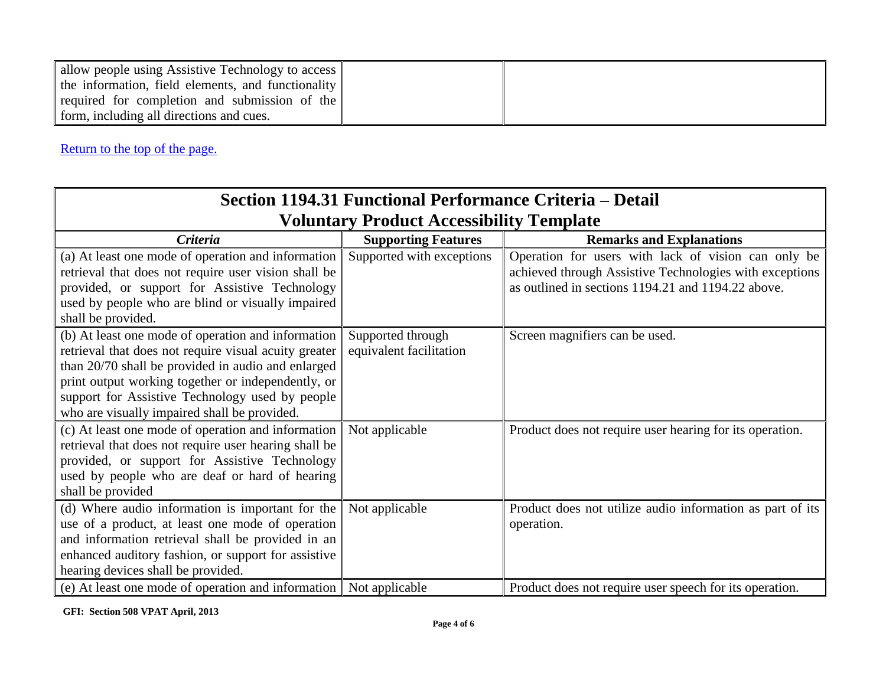| | | |
|---|---|---|
| allow people using Assistive Technology to access the information, field elements, and functionality required for completion and submission of the form, including all directions and cues. | | |

Return to the top of the page.

| Section 1194.31 Functional Performance Criteria – Detail Voluntary Product Accessibility Template | | |
|---|---|---|
| ***Criteria*** | **Supporting Features** | **Remarks and Explanations** |
| (a) At least one mode of operation and information retrieval that does not require user vision shall be provided, or support for Assistive Technology used by people who are blind or visually impaired shall be provided. | Supported with exceptions | Operation for users with lack of vision can only be achieved through Assistive Technologies with exceptions as outlined in sections 1194.21 and 1194.22 above. |
| (b) At least one mode of operation and information retrieval that does not require visual acuity greater than 20/70 shall be provided in audio and enlarged print output working together or independently, or support for Assistive Technology used by people who are visually impaired shall be provided. | Supported through equivalent facilitation | Screen magnifiers can be used. |
| (c) At least one mode of operation and information retrieval that does not require user hearing shall be provided, or support for Assistive Technology used by people who are deaf or hard of hearing shall be provided | Not applicable | Product does not require user hearing for its operation. |
| (d) Where audio information is important for the use of a product, at least one mode of operation and information retrieval shall be provided in an enhanced auditory fashion, or support for assistive hearing devices shall be provided. | Not applicable | Product does not utilize audio information as part of its operation. |
| (e) At least one mode of operation and information | Not applicable | Product does not require user speech for its operation. |

GFI: Section 508 VPAT April, 2013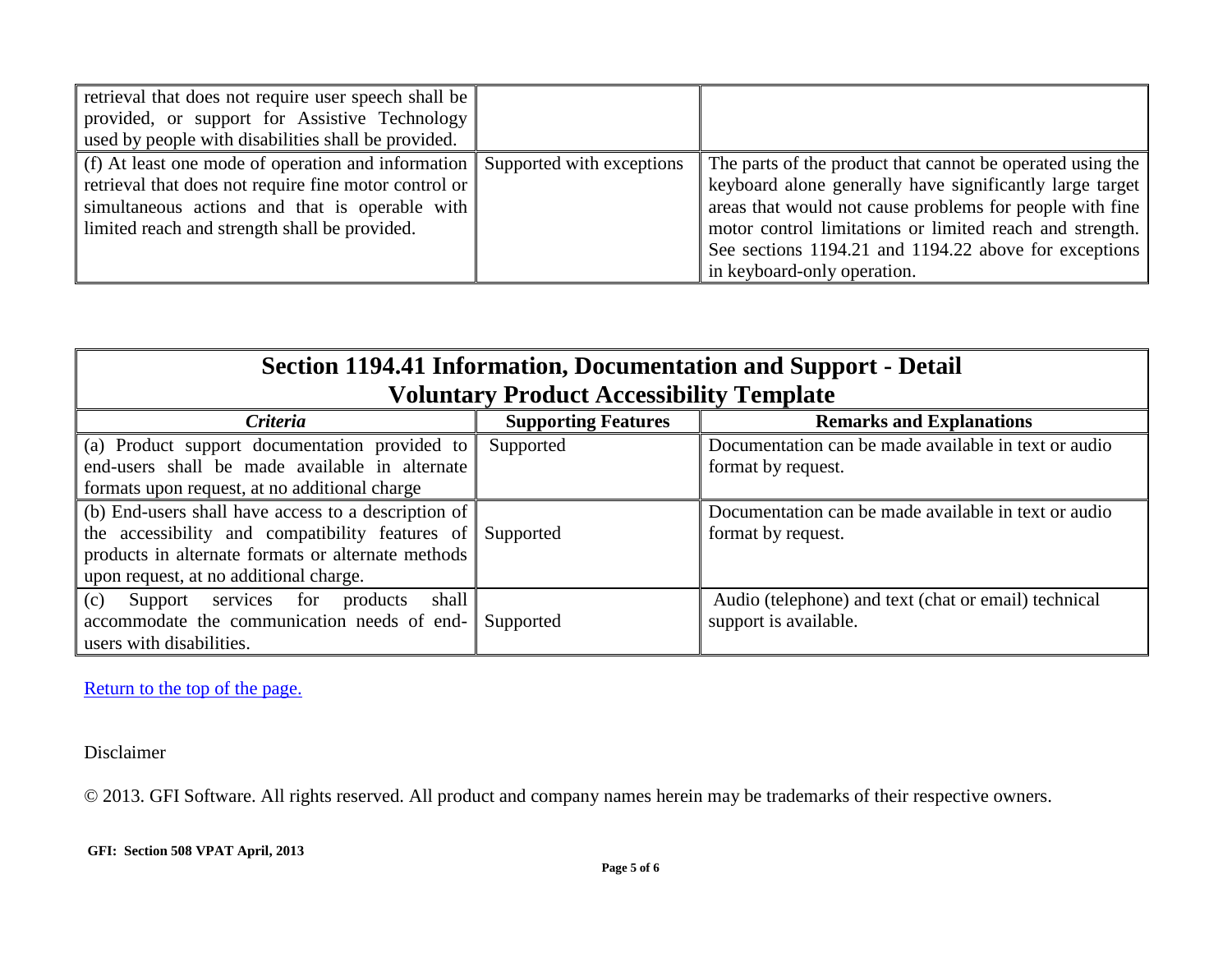| | | |
|---|---|---|
| retrieval that does not require user speech shall be provided, or support for Assistive Technology used by people with disabilities shall be provided. | | |
| (f) At least one mode of operation and information retrieval that does not require fine motor control or simultaneous actions and that is operable with limited reach and strength shall be provided. | Supported with exceptions | The parts of the product that cannot be operated using the keyboard alone generally have significantly large target areas that would not cause problems for people with fine motor control limitations or limited reach and strength. See sections 1194.21 and 1194.22 above for exceptions in keyboard-only operation. |

| Section 1194.41 Information, Documentation and Support - Detail Voluntary Product Accessibility Template | | |
|---|---|---|
| ***Criteria*** | **Supporting Features** | **Remarks and Explanations** |
| (a) Product support documentation provided to end-users shall be made available in alternate formats upon request, at no additional charge | Supported | Documentation can be made available in text or audio format by request. |
| (b) End-users shall have access to a description of the accessibility and compatibility features of products in alternate formats or alternate methods upon request, at no additional charge. | Supported | Documentation can be made available in text or audio format by request. |
| (c) Support services for products shall accommodate the communication needs of end-users with disabilities. | Supported | Audio (telephone) and text (chat or email) technical support is available. |

Return to the top of the page.

Disclaimer

© 2013. GFI Software. All rights reserved. All product and company names herein may be trademarks of their respective owners.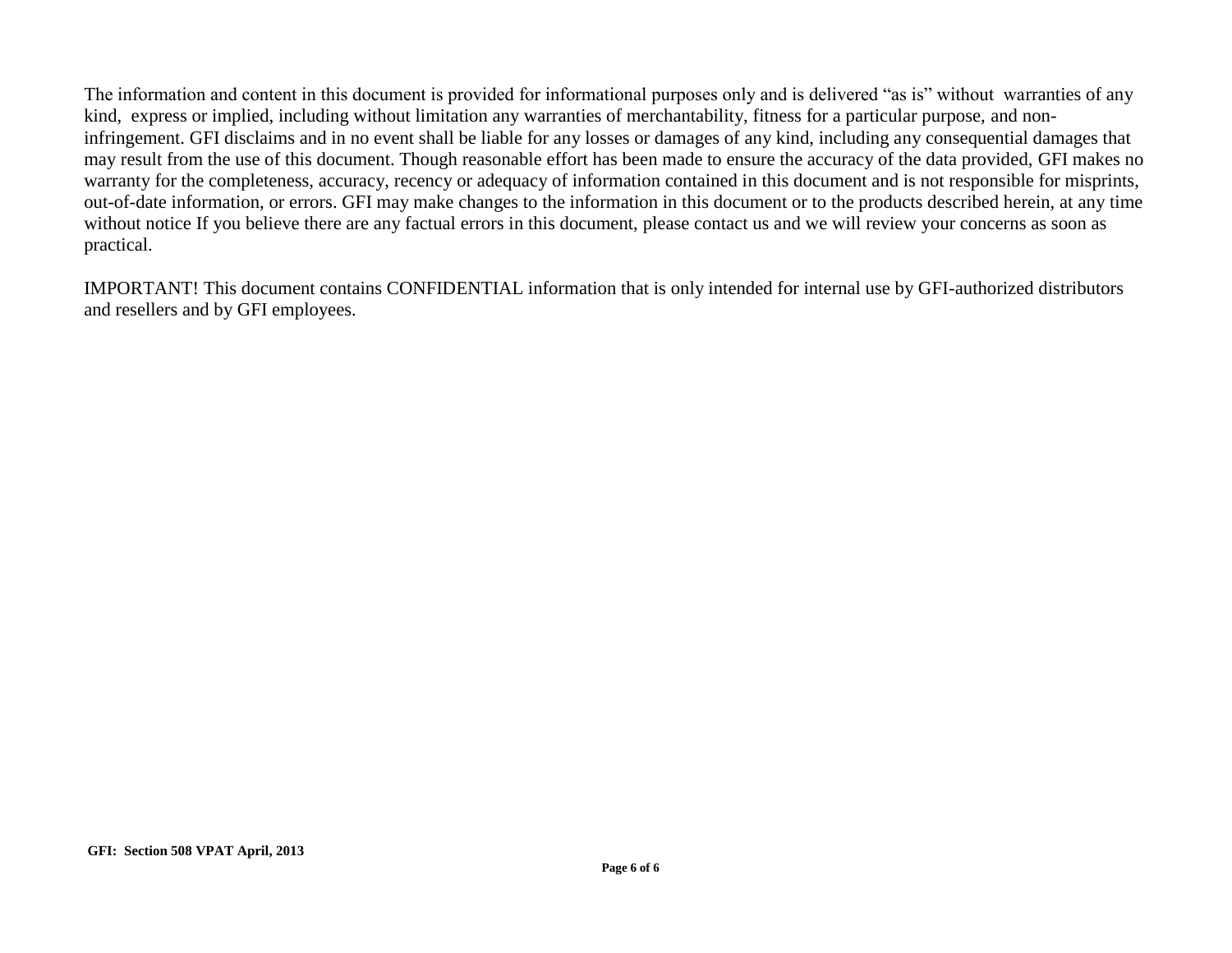The information and content in this document is provided for informational purposes only and is delivered "as is" without warranties of any kind, express or implied, including without limitation any warranties of merchantability, fitness for a particular purpose, and non-infringement. GFI disclaims and in no event shall be liable for any losses or damages of any kind, including any consequential damages that may result from the use of this document. Though reasonable effort has been made to ensure the accuracy of the data provided, GFI makes no warranty for the completeness, accuracy, recency or adequacy of information contained in this document and is not responsible for misprints, out-of-date information, or errors. GFI may make changes to the information in this document or to the products described herein, at any time without notice If you believe there are any factual errors in this document, please contact us and we will review your concerns as soon as practical.

IMPORTANT! This document contains CONFIDENTIAL information that is only intended for internal use by GFI-authorized distributors and resellers and by GFI employees.